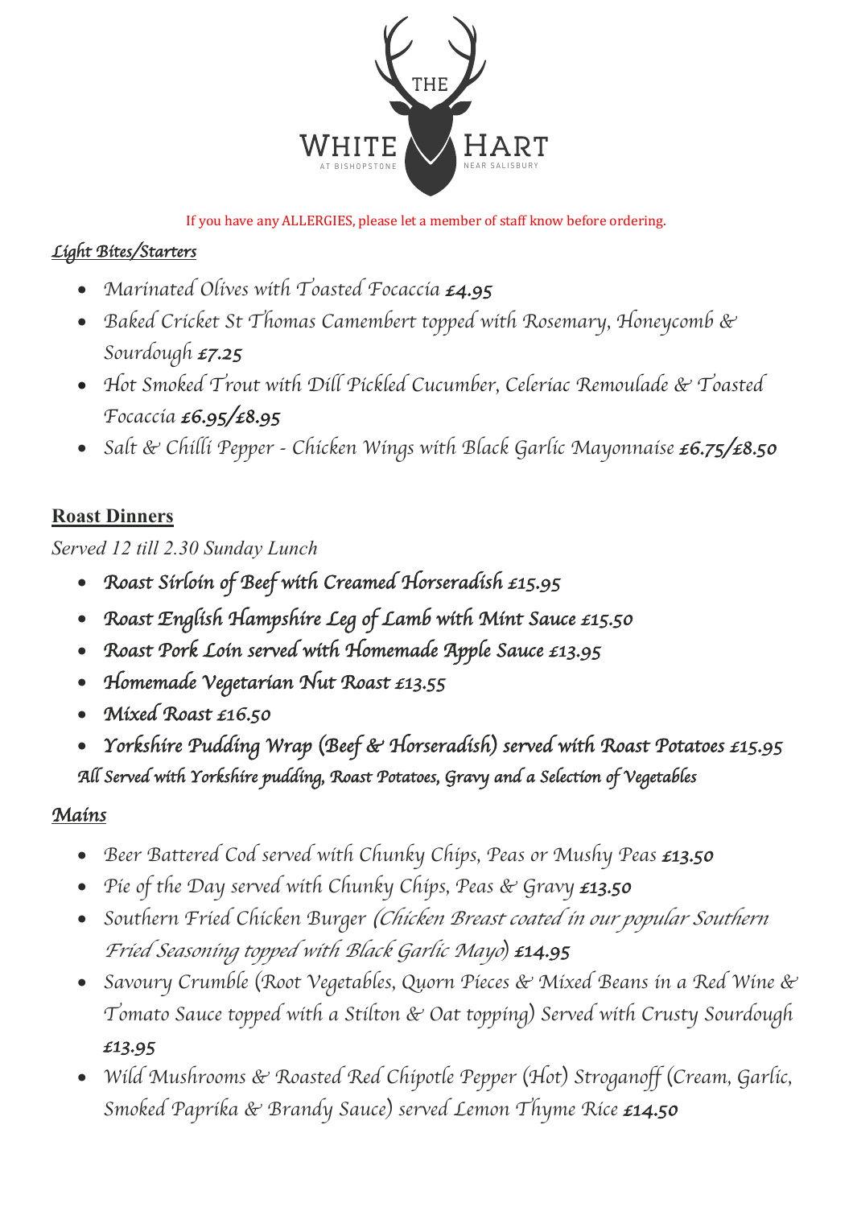THE WHITE HART

AT BISHOPSTONE NEAR SALISBURY

If you have any ALLERGIES, please let a member of staff know before ordering.

## *Light Bites/Starters*

- *Marinated Olives with Toasted Focaccia* ***£4.95***
- *Baked Cricket St Thomas Camembert topped with Rosemary, Honeycomb & Sourdough* ***£7.25***
- *Hot Smoked Trout with Dill Pickled Cucumber, Celeriac Remoulade & Toasted Focaccia* ***£6.95/£8.95***
- *Salt & Chilli Pepper - Chicken Wings with Black Garlic Mayonnaise* ***£6.75/£8.50***

## Roast Dinners

*Served 12 till 2.30 Sunday Lunch*

- *Roast Sirloin of Beef with Creamed Horseradish £15.95*
- *Roast English Hampshire Leg of Lamb with Mint Sauce £15.50*
- *Roast Pork Loin served with Homemade Apple Sauce £13.95*
- *Homemade Vegetarian Nut Roast £13.55*
- *Mixed Roast £16.50*
- *Yorkshire Pudding Wrap (Beef & Horseradish) served with Roast Potatoes £15.95*

*All Served with Yorkshire pudding, Roast Potatoes, Gravy and a Selection of Vegetables*

## *Mains*

- *Beer Battered Cod served with Chunky Chips, Peas or Mushy Peas* ***£13.50***
- *Pie of the Day served with Chunky Chips, Peas & Gravy* ***£13.50***
- *Southern Fried Chicken Burger (Chicken Breast coated in our popular Southern Fried Seasoning topped with Black Garlic Mayo)* ***£14.95***
- *Savoury Crumble (Root Vegetables, Quorn Pieces & Mixed Beans in a Red Wine & Tomato Sauce topped with a Stilton & Oat topping) Served with Crusty Sourdough* ***£13.95***
- *Wild Mushrooms & Roasted Red Chipotle Pepper (Hot) Stroganoff (Cream, Garlic, Smoked Paprika & Brandy Sauce) served Lemon Thyme Rice* ***£14.50***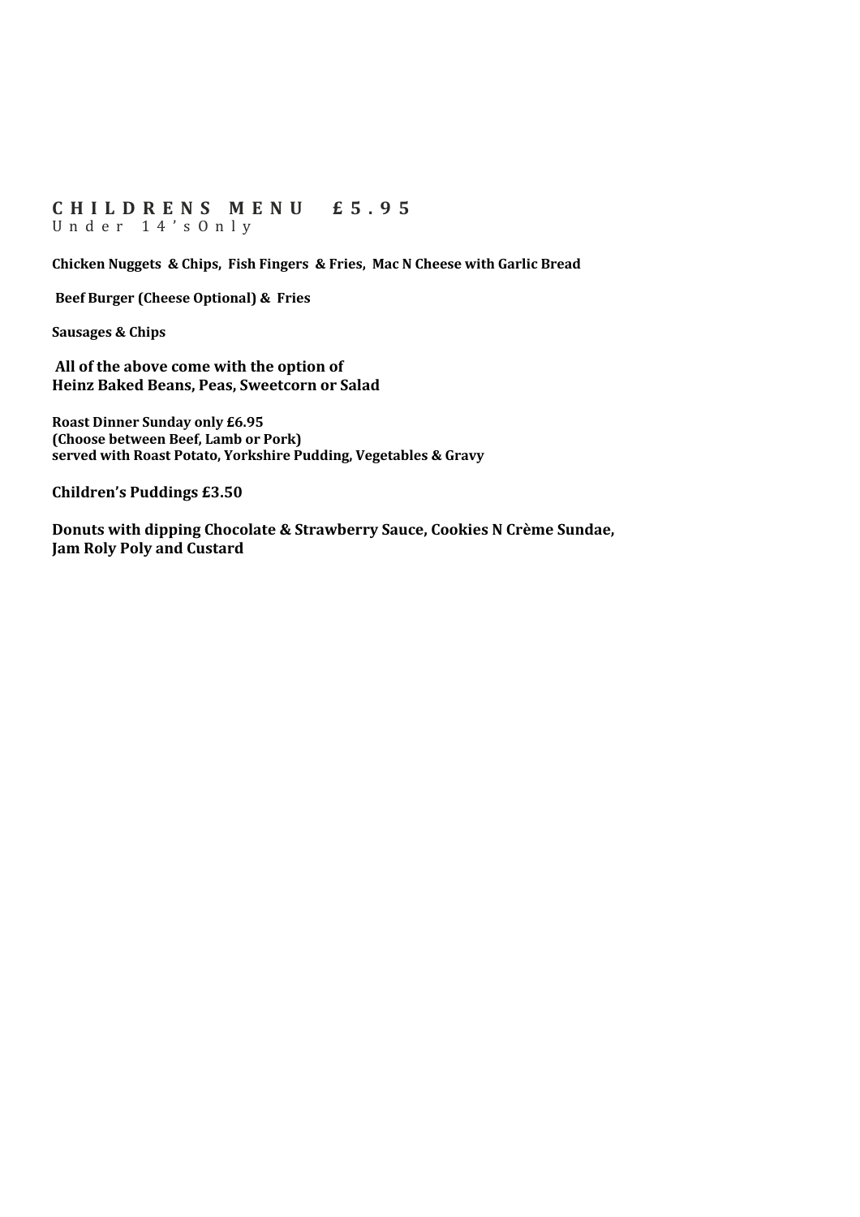# CHILDRENS MENU £5.95

Under 14's Only

**Chicken Nuggets & Chips, Fish Fingers & Fries, Mac N Cheese with Garlic Bread**

**Beef Burger (Cheese Optional) & Fries**

**Sausages & Chips**

**All of the above come with the option of**
**Heinz Baked Beans, Peas, Sweetcorn or Salad**

**Roast Dinner Sunday only £6.95**
**(Choose between Beef, Lamb or Pork)**
**served with Roast Potato, Yorkshire Pudding, Vegetables & Gravy**

**Children's Puddings £3.50**

**Donuts with dipping Chocolate & Strawberry Sauce, Cookies N Crème Sundae,**
**Jam Roly Poly and Custard**